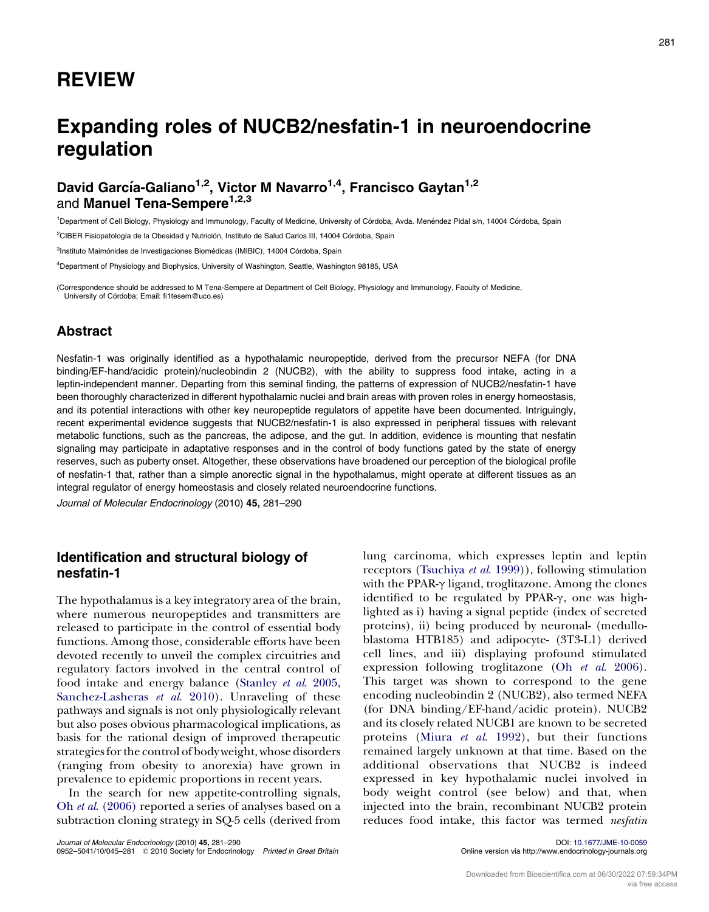# REVIEW

# Expanding roles of NUCB2/nesfatin-1 in neuroendocrine regulation

**David García-Galiano[1,2], Victor M Navarro[1,4], Francisco Gaytan[1,2] and Manuel Tena-Sempere[1,2,3]**

[1]Department of Cell Biology, Physiology and Immunology, Faculty of Medicine, University of Córdoba, Avda. Menéndez Pidal s/n, 14004 Córdoba, Spain

[2]CIBER Fisiopatología de la Obesidad y Nutrición, Instituto de Salud Carlos III, 14004 Córdoba, Spain

[3]Instituto Maimónides de Investigaciones Biomédicas (IMIBIC), 14004 Córdoba, Spain

[4]Department of Physiology and Biophysics, University of Washington, Seattle, Washington 98185, USA

(Correspondence should be addressed to M Tena-Sempere at Department of Cell Biology, Physiology and Immunology, Faculty of Medicine, University of Córdoba; Email: fi1tesem@uco.es)

## Abstract

Nesfatin-1 was originally identified as a hypothalamic neuropeptide, derived from the precursor NEFA (for DNA binding/EF-hand/acidic protein)/nucleobindin 2 (NUCB2), with the ability to suppress food intake, acting in a leptin-independent manner. Departing from this seminal finding, the patterns of expression of NUCB2/nesfatin-1 have been thoroughly characterized in different hypothalamic nuclei and brain areas with proven roles in energy homeostasis, and its potential interactions with other key neuropeptide regulators of appetite have been documented. Intriguingly, recent experimental evidence suggests that NUCB2/nesfatin-1 is also expressed in peripheral tissues with relevant metabolic functions, such as the pancreas, the adipose, and the gut. In addition, evidence is mounting that nesfatin signaling may participate in adaptive responses and in the control of body functions gated by the state of energy reserves, such as puberty onset. Altogether, these observations have broadened our perception of the biological profile of nesfatin-1 that, rather than a simple anorectic signal in the hypothalamus, might operate at different tissues as an integral regulator of energy homeostasis and closely related neuroendocrine functions.

*Journal of Molecular Endocrinology* (2010) **45**, 281–290

## Identification and structural biology of nesfatin-1

The hypothalamus is a key integratory area of the brain, where numerous neuropeptides and transmitters are released to participate in the control of essential body functions. Among those, considerable efforts have been devoted recently to unveil the complex circuitries and regulatory factors involved in the central control of food intake and energy balance (Stanley *et al.* 2005, Sanchez-Lasheras *et al.* 2010). Unraveling of these pathways and signals is not only physiologically relevant but also poses obvious pharmacological implications, as basis for the rational design of improved therapeutic strategies for the control of body weight, whose disorders (ranging from obesity to anorexia) have grown in prevalence to epidemic proportions in recent years.

In the search for new appetite-controlling signals, Oh *et al.* (2006) reported a series of analyses based on a subtraction cloning strategy in SQ-5 cells (derived from lung carcinoma, which expresses leptin and leptin receptors (Tsuchiya *et al.* 1999)), following stimulation with the PPAR-γ ligand, troglitazone. Among the clones identified to be regulated by PPAR-γ, one was highlighted as i) having a signal peptide (index of secreted proteins), ii) being produced by neuronal- (medulloblastoma HTB185) and adipocyte- (3T3-L1) derived cell lines, and iii) displaying profound stimulated expression following troglitazone (Oh *et al.* 2006). This target was shown to correspond to the gene encoding nucleobindin 2 (NUCB2), also termed NEFA (for DNA binding/EF-hand/acidic protein). NUCB2 and its closely related NUCB1 are known to be secreted proteins (Miura *et al.* 1992), but their functions remained largely unknown at that time. Based on the additional observations that NUCB2 is indeed expressed in key hypothalamic nuclei involved in body weight control (see below) and that, when injected into the brain, recombinant NUCB2 protein reduces food intake, this factor was termed *nesfatin*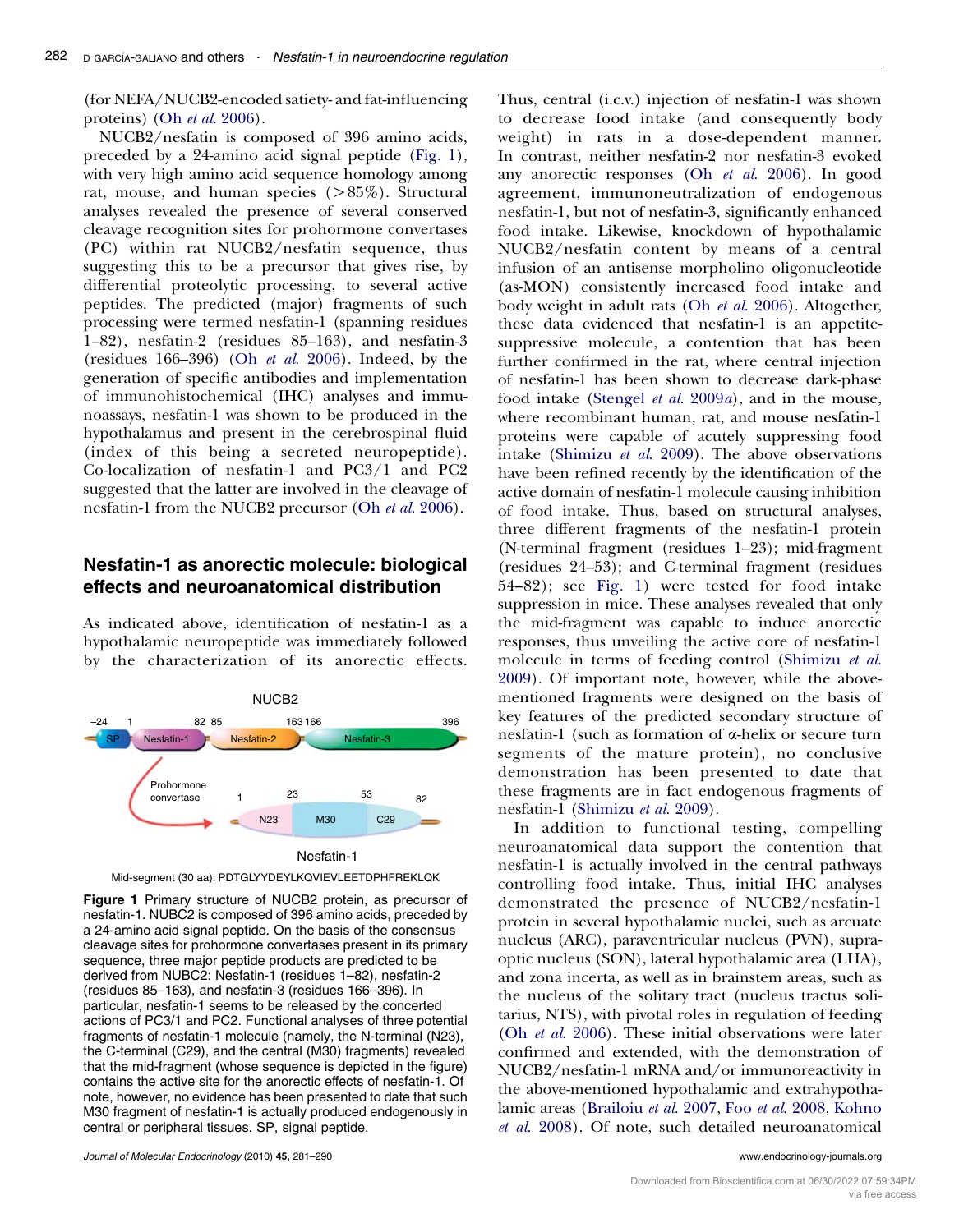(for NEFA/NUCB2-encoded satiety- and fat-influencing proteins) (Oh *et al.* 2006).

NUCB2/nesfatin is composed of 396 amino acids, preceded by a 24-amino acid signal peptide (Fig. 1), with very high amino acid sequence homology among rat, mouse, and human species (>85%). Structural analyses revealed the presence of several conserved cleavage recognition sites for prohormone convertases (PC) within rat NUCB2/nesfatin sequence, thus suggesting this to be a precursor that gives rise, by differential proteolytic processing, to several active peptides. The predicted (major) fragments of such processing were termed nesfatin-1 (spanning residues 1–82), nesfatin-2 (residues 85–163), and nesfatin-3 (residues 166–396) (Oh *et al.* 2006). Indeed, by the generation of specific antibodies and implementation of immunohistochemical (IHC) analyses and immunoassays, nesfatin-1 was shown to be produced in the hypothalamus and present in the cerebrospinal fluid (index of this being a secreted neuropeptide). Co-localization of nesfatin-1 and PC3/1 and PC2 suggested that the latter are involved in the cleavage of nesfatin-1 from the NUCB2 precursor (Oh *et al.* 2006).

## Nesfatin-1 as anorectic molecule: biological effects and neuroanatomical distribution

As indicated above, identification of nesfatin-1 as a hypothalamic neuropeptide was immediately followed by the characterization of its anorectic effects.

NUCB2

Nesfatin-1

Mid-segment (30 aa): PDTGLYYDEYLKQVIEVLEETDPHFREKLQK

**Figure 1** Primary structure of NUCB2 protein, as precursor of nesfatin-1. NUBC2 is composed of 396 amino acids, preceded by a 24-amino acid signal peptide. On the basis of the consensus cleavage sites for prohormone convertases present in its primary sequence, three major peptide products are predicted to be derived from NUBC2: Nesfatin-1 (residues 1–82), nesfatin-2 (residues 85–163), and nesfatin-3 (residues 166–396). In particular, nesfatin-1 seems to be released by the concerted actions of PC3/1 and PC2. Functional analyses of three potential fragments of nesfatin-1 molecule (namely, the N-terminal (N23), the C-terminal (C29), and the central (M30) fragments) revealed that the mid-fragment (whose sequence is depicted in the figure) contains the active site for the anorectic effects of nesfatin-1. Of note, however, no evidence has been presented to date that such M30 fragment of nesfatin-1 is actually produced endogenously in central or peripheral tissues. SP, signal peptide.

Thus, central (i.c.v.) injection of nesfatin-1 was shown to decrease food intake (and consequently body weight) in rats in a dose-dependent manner. In contrast, neither nesfatin-2 nor nesfatin-3 evoked any anorectic responses (Oh *et al.* 2006). In good agreement, immunoneutralization of endogenous nesfatin-1, but not of nesfatin-3, significantly enhanced food intake. Likewise, knockdown of hypothalamic NUCB2/nesfatin content by means of a central infusion of an antisense morpholino oligonucleotide (as-MON) consistently increased food intake and body weight in adult rats (Oh *et al.* 2006). Altogether, these data evidenced that nesfatin-1 is an appetite-suppressive molecule, a contention that has been further confirmed in the rat, where central injection of nesfatin-1 has been shown to decrease dark-phase food intake (Stengel *et al.* 2009*a*), and in the mouse, where recombinant human, rat, and mouse nesfatin-1 proteins were capable of acutely suppressing food intake (Shimizu *et al.* 2009). The above observations have been refined recently by the identification of the active domain of nesfatin-1 molecule causing inhibition of food intake. Thus, based on structural analyses, three different fragments of the nesfatin-1 protein (N-terminal fragment (residues 1–23); mid-fragment (residues 24–53); and C-terminal fragment (residues 54–82); see Fig. 1) were tested for food intake suppression in mice. These analyses revealed that only the mid-fragment was capable to induce anorectic responses, thus unveiling the active core of nesfatin-1 molecule in terms of feeding control (Shimizu *et al.* 2009). Of important note, however, while the above-mentioned fragments were designed on the basis of key features of the predicted secondary structure of nesfatin-1 (such as formation of α-helix or secure turn segments of the mature protein), no conclusive demonstration has been presented to date that these fragments are in fact endogenous fragments of nesfatin-1 (Shimizu *et al.* 2009).

In addition to functional testing, compelling neuroanatomical data support the contention that nesfatin-1 is actually involved in the central pathways controlling food intake. Thus, initial IHC analyses demonstrated the presence of NUCB2/nesfatin-1 protein in several hypothalamic nuclei, such as arcuate nucleus (ARC), paraventricular nucleus (PVN), supraoptic nucleus (SON), lateral hypothalamic area (LHA), and zona incerta, as well as in brainstem areas, such as the nucleus of the solitary tract (nucleus tractus solitarius, NTS), with pivotal roles in regulation of feeding (Oh *et al.* 2006). These initial observations were later confirmed and extended, with the demonstration of NUCB2/nesfatin-1 mRNA and/or immunoreactivity in the above-mentioned hypothalamic and extrahypothalamic areas (Brailoiu *et al.* 2007, Foo *et al.* 2008, Kohno *et al.* 2008). Of note, such detailed neuroanatomical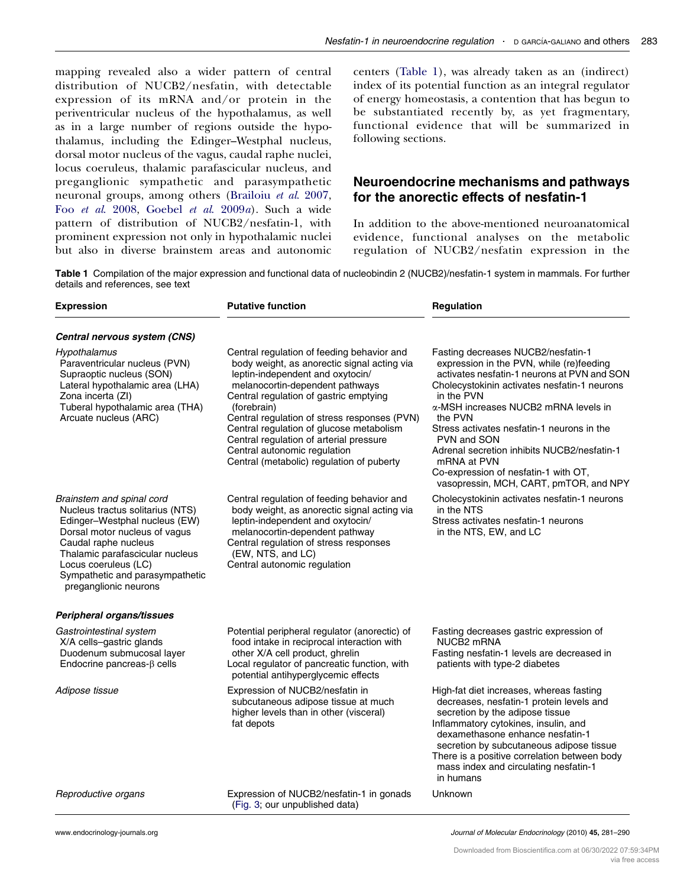mapping revealed also a wider pattern of central distribution of NUCB2/nesfatin, with detectable expression of its mRNA and/or protein in the periventricular nucleus of the hypothalamus, as well as in a large number of regions outside the hypothalamus, including the Edinger–Westphal nucleus, dorsal motor nucleus of the vagus, caudal raphe nuclei, locus coeruleus, thalamic parafascicular nucleus, and preganglionic sympathetic and parasympathetic neuronal groups, among others (Brailoiu *et al*. 2007, Foo *et al*. 2008, Goebel *et al*. 2009*a*). Such a wide pattern of distribution of NUCB2/nesfatin-1, with prominent expression not only in hypothalamic nuclei but also in diverse brainstem areas and autonomic centers (Table 1), was already taken as an (indirect) index of its potential function as an integral regulator of energy homeostasis, a contention that has begun to be substantiated recently by, as yet fragmentary, functional evidence that will be summarized in following sections.

## Neuroendocrine mechanisms and pathways for the anorectic effects of nesfatin-1

In addition to the above-mentioned neuroanatomical evidence, functional analyses on the metabolic regulation of NUCB2/nesfatin expression in the

**Table 1** Compilation of the major expression and functional data of nucleobindin 2 (NUCB2)/nesfatin-1 system in mammals. For further details and references, see text

| Expression | Putative function | Regulation |
|---|---|---|
| ***Central nervous system (CNS)*** | | |
| *Hypothalamus*<br>Paraventricular nucleus (PVN)<br>Supraoptic nucleus (SON)<br>Lateral hypothalamic area (LHA)<br>Zona incerta (ZI)<br>Tuberal hypothalamic area (THA)<br>Arcuate nucleus (ARC) | Central regulation of feeding behavior and body weight, as anorectic signal acting via leptin-independent and oxytocin/melanocortin-dependent pathways<br>Central regulation of gastric emptying (forebrain)<br>Central regulation of stress responses (PVN)<br>Central regulation of glucose metabolism<br>Central regulation of arterial pressure<br>Central autonomic regulation<br>Central (metabolic) regulation of puberty | Fasting decreases NUCB2/nesfatin-1 expression in the PVN, while (re)feeding activates nesfatin-1 neurons at PVN and SON<br>Cholecystokinin activates nesfatin-1 neurons in the PVN<br>α-MSH increases NUCB2 mRNA levels in the PVN<br>Stress activates nesfatin-1 neurons in the PVN and SON<br>Adrenal secretion inhibits NUCB2/nesfatin-1 mRNA at PVN<br>Co-expression of nesfatin-1 with OT, vasopressin, MCH, CART, pmTOR, and NPY |
| *Brainstem and spinal cord*<br>Nucleus tractus solitarius (NTS)<br>Edinger–Westphal nucleus (EW)<br>Dorsal motor nucleus of vagus<br>Caudal raphe nucleus<br>Thalamic parafascicular nucleus<br>Locus coeruleus (LC)<br>Sympathetic and parasympathetic preganglionic neurons | Central regulation of feeding behavior and body weight, as anorectic signal acting via leptin-independent and oxytocin/melanocortin-dependent pathway<br>Central regulation of stress responses (EW, NTS, and LC)<br>Central autonomic regulation | Cholecystokinin activates nesfatin-1 neurons in the NTS<br>Stress activates nesfatin-1 neurons in the NTS, EW, and LC |
| ***Peripheral organs/tissues*** | | |
| *Gastrointestinal system*<br>X/A cells–gastric glands<br>Duodenum submucosal layer<br>Endocrine pancreas-β cells | Potential peripheral regulator (anorectic) of food intake in reciprocal interaction with other X/A cell product, ghrelin<br>Local regulator of pancreatic function, with potential antihyperglycemic effects | Fasting decreases gastric expression of NUCB2 mRNA<br>Fasting nesfatin-1 levels are decreased in patients with type-2 diabetes |
| *Adipose tissue* | Expression of NUCB2/nesfatin in subcutaneous adipose tissue at much higher levels than in other (visceral) fat depots | High-fat diet increases, whereas fasting decreases, nesfatin-1 protein levels and secretion by the adipose tissue<br>Inflammatory cytokines, insulin, and dexamethasone enhance nesfatin-1 secretion by subcutaneous adipose tissue<br>There is a positive correlation between body mass index and circulating nesfatin-1 in humans |
| *Reproductive organs* | Expression of NUCB2/nesfatin-1 in gonads (Fig. 3; our unpublished data) | Unknown |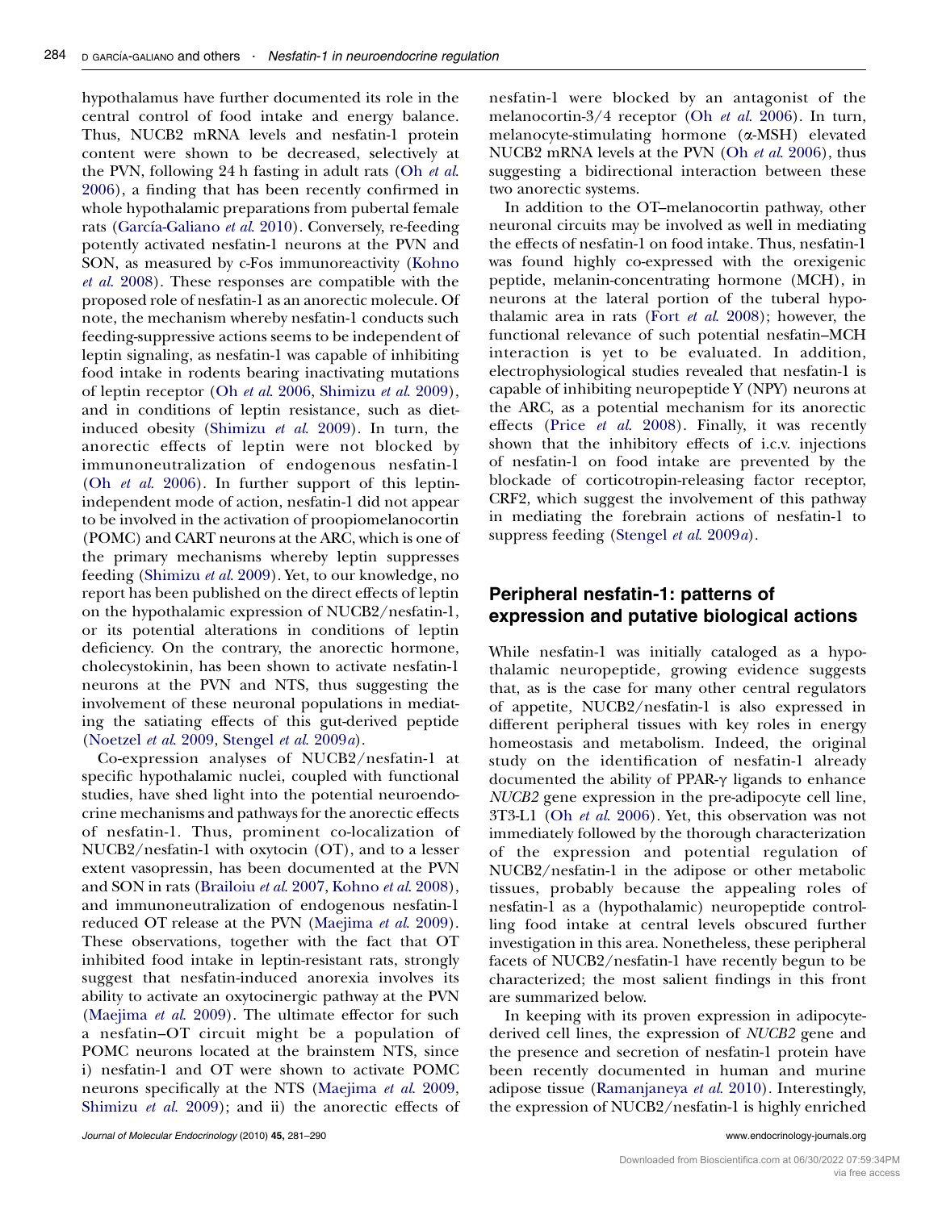hypothalamus have further documented its role in the central control of food intake and energy balance. Thus, NUCB2 mRNA levels and nesfatin-1 protein content were shown to be decreased, selectively at the PVN, following 24 h fasting in adult rats (Oh *et al.* 2006), a finding that has been recently confirmed in whole hypothalamic preparations from pubertal female rats (García-Galiano *et al.* 2010). Conversely, re-feeding potently activated nesfatin-1 neurons at the PVN and SON, as measured by c-Fos immunoreactivity (Kohno *et al.* 2008). These responses are compatible with the proposed role of nesfatin-1 as an anorectic molecule. Of note, the mechanism whereby nesfatin-1 conducts such feeding-suppressive actions seems to be independent of leptin signaling, as nesfatin-1 was capable of inhibiting food intake in rodents bearing inactivating mutations of leptin receptor (Oh *et al.* 2006, Shimizu *et al.* 2009), and in conditions of leptin resistance, such as diet-induced obesity (Shimizu *et al.* 2009). In turn, the anorectic effects of leptin were not blocked by immunoneutralization of endogenous nesfatin-1 (Oh *et al.* 2006). In further support of this leptin-independent mode of action, nesfatin-1 did not appear to be involved in the activation of proopiomelanocortin (POMC) and CART neurons at the ARC, which is one of the primary mechanisms whereby leptin suppresses feeding (Shimizu *et al.* 2009). Yet, to our knowledge, no report has been published on the direct effects of leptin on the hypothalamic expression of NUCB2/nesfatin-1, or its potential alterations in conditions of leptin deficiency. On the contrary, the anorectic hormone, cholecystokinin, has been shown to activate nesfatin-1 neurons at the PVN and NTS, thus suggesting the involvement of these neuronal populations in mediating the satiating effects of this gut-derived peptide (Noetzel *et al.* 2009, Stengel *et al.* 2009*a*).

Co-expression analyses of NUCB2/nesfatin-1 at specific hypothalamic nuclei, coupled with functional studies, have shed light into the potential neuroendocrine mechanisms and pathways for the anorectic effects of nesfatin-1. Thus, prominent co-localization of NUCB2/nesfatin-1 with oxytocin (OT), and to a lesser extent vasopressin, has been documented at the PVN and SON in rats (Brailoiu *et al.* 2007, Kohno *et al.* 2008), and immunoneutralization of endogenous nesfatin-1 reduced OT release at the PVN (Maejima *et al.* 2009). These observations, together with the fact that OT inhibited food intake in leptin-resistant rats, strongly suggest that nesfatin-induced anorexia involves its ability to activate an oxytocinergic pathway at the PVN (Maejima *et al.* 2009). The ultimate effector for such a nesfatin–OT circuit might be a population of POMC neurons located at the brainstem NTS, since i) nesfatin-1 and OT were shown to activate POMC neurons specifically at the NTS (Maejima *et al.* 2009, Shimizu *et al.* 2009); and ii) the anorectic effects of nesfatin-1 were blocked by an antagonist of the melanocortin-3/4 receptor (Oh *et al.* 2006). In turn, melanocyte-stimulating hormone (α-MSH) elevated NUCB2 mRNA levels at the PVN (Oh *et al.* 2006), thus suggesting a bidirectional interaction between these two anorectic systems.

In addition to the OT–melanocortin pathway, other neuronal circuits may be involved as well in mediating the effects of nesfatin-1 on food intake. Thus, nesfatin-1 was found highly co-expressed with the orexigenic peptide, melanin-concentrating hormone (MCH), in neurons at the lateral portion of the tuberal hypothalamic area in rats (Fort *et al.* 2008); however, the functional relevance of such potential nesfatin–MCH interaction is yet to be evaluated. In addition, electrophysiological studies revealed that nesfatin-1 is capable of inhibiting neuropeptide Y (NPY) neurons at the ARC, as a potential mechanism for its anorectic effects (Price *et al.* 2008). Finally, it was recently shown that the inhibitory effects of i.c.v. injections of nesfatin-1 on food intake are prevented by the blockade of corticotropin-releasing factor receptor, CRF2, which suggest the involvement of this pathway in mediating the forebrain actions of nesfatin-1 to suppress feeding (Stengel *et al.* 2009*a*).

## Peripheral nesfatin-1: patterns of expression and putative biological actions

While nesfatin-1 was initially cataloged as a hypothalamic neuropeptide, growing evidence suggests that, as is the case for many other central regulators of appetite, NUCB2/nesfatin-1 is also expressed in different peripheral tissues with key roles in energy homeostasis and metabolism. Indeed, the original study on the identification of nesfatin-1 already documented the ability of PPAR-γ ligands to enhance *NUCB2* gene expression in the pre-adipocyte cell line, 3T3-L1 (Oh *et al.* 2006). Yet, this observation was not immediately followed by the thorough characterization of the expression and potential regulation of NUCB2/nesfatin-1 in the adipose or other metabolic tissues, probably because the appealing roles of nesfatin-1 as a (hypothalamic) neuropeptide controlling food intake at central levels obscured further investigation in this area. Nonetheless, these peripheral facets of NUCB2/nesfatin-1 have recently begun to be characterized; the most salient findings in this front are summarized below.

In keeping with its proven expression in adipocyte-derived cell lines, the expression of *NUCB2* gene and the presence and secretion of nesfatin-1 protein have been recently documented in human and murine adipose tissue (Ramanjaneya *et al.* 2010). Interestingly, the expression of NUCB2/nesfatin-1 is highly enriched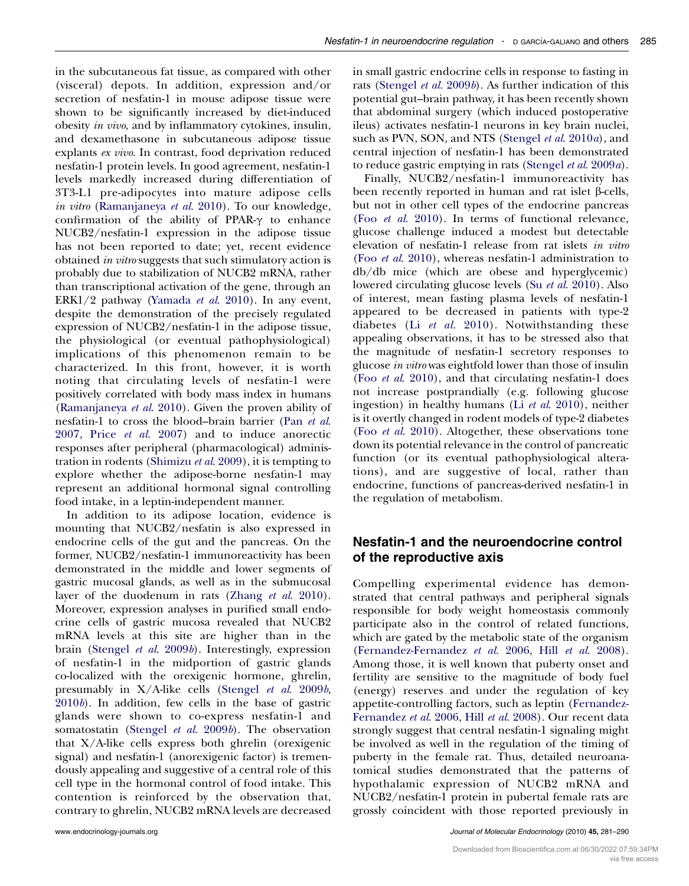in the subcutaneous fat tissue, as compared with other (visceral) depots. In addition, expression and/or secretion of nesfatin-1 in mouse adipose tissue were shown to be significantly increased by diet-induced obesity *in vivo*, and by inflammatory cytokines, insulin, and dexamethasone in subcutaneous adipose tissue explants *ex vivo*. In contrast, food deprivation reduced nesfatin-1 protein levels. In good agreement, nesfatin-1 levels markedly increased during differentiation of 3T3-L1 pre-adipocytes into mature adipose cells *in vitro* (Ramanjaneya *et al.* 2010). To our knowledge, confirmation of the ability of PPAR-γ to enhance NUCB2/nesfatin-1 expression in the adipose tissue has not been reported to date; yet, recent evidence obtained *in vitro* suggests that such stimulatory action is probably due to stabilization of NUCB2 mRNA, rather than transcriptional activation of the gene, through an ERK1/2 pathway (Yamada *et al.* 2010). In any event, despite the demonstration of the precisely regulated expression of NUCB2/nesfatin-1 in the adipose tissue, the physiological (or eventual pathophysiological) implications of this phenomenon remain to be characterized. In this front, however, it is worth noting that circulating levels of nesfatin-1 were positively correlated with body mass index in humans (Ramanjaneya *et al.* 2010). Given the proven ability of nesfatin-1 to cross the blood–brain barrier (Pan *et al.* 2007, Price *et al.* 2007) and to induce anorectic responses after peripheral (pharmacological) administration in rodents (Shimizu *et al.* 2009), it is tempting to explore whether the adipose-borne nesfatin-1 may represent an additional hormonal signal controlling food intake, in a leptin-independent manner.

In addition to its adipose location, evidence is mounting that NUCB2/nesfatin is also expressed in endocrine cells of the gut and the pancreas. On the former, NUCB2/nesfatin-1 immunoreactivity has been demonstrated in the middle and lower segments of gastric mucosal glands, as well as in the submucosal layer of the duodenum in rats (Zhang *et al.* 2010). Moreover, expression analyses in purified small endocrine cells of gastric mucosa revealed that NUCB2 mRNA levels at this site are higher than in the brain (Stengel *et al.* 2009*b*). Interestingly, expression of nesfatin-1 in the midportion of gastric glands co-localized with the orexigenic hormone, ghrelin, presumably in X/A-like cells (Stengel *et al.* 2009*b*, 2010*b*). In addition, few cells in the base of gastric glands were shown to co-express nesfatin-1 and somatostatin (Stengel *et al.* 2009*b*). The observation that X/A-like cells express both ghrelin (orexigenic signal) and nesfatin-1 (anorexigenic factor) is tremendously appealing and suggestive of a central role of this cell type in the hormonal control of food intake. This contention is reinforced by the observation that, contrary to ghrelin, NUCB2 mRNA levels are decreased in small gastric endocrine cells in response to fasting in rats (Stengel *et al.* 2009*b*). As further indication of this potential gut–brain pathway, it has been recently shown that abdominal surgery (which induced postoperative ileus) activates nesfatin-1 neurons in key brain nuclei, such as PVN, SON, and NTS (Stengel *et al.* 2010*a*), and central injection of nesfatin-1 has been demonstrated to reduce gastric emptying in rats (Stengel *et al.* 2009*a*).

Finally, NUCB2/nesfatin-1 immunoreactivity has been recently reported in human and rat islet β-cells, but not in other cell types of the endocrine pancreas (Foo *et al.* 2010). In terms of functional relevance, glucose challenge induced a modest but detectable elevation of nesfatin-1 release from rat islets *in vitro* (Foo *et al.* 2010), whereas nesfatin-1 administration to db/db mice (which are obese and hyperglycemic) lowered circulating glucose levels (Su *et al.* 2010). Also of interest, mean fasting plasma levels of nesfatin-1 appeared to be decreased in patients with type-2 diabetes (Li *et al.* 2010). Notwithstanding these appealing observations, it has to be stressed also that the magnitude of nesfatin-1 secretory responses to glucose *in vitro* was eightfold lower than those of insulin (Foo *et al.* 2010), and that circulating nesfatin-1 does not increase postprandially (e.g. following glucose ingestion) in healthy humans (Li *et al.* 2010), neither is it overtly changed in rodent models of type-2 diabetes (Foo *et al.* 2010). Altogether, these observations tone down its potential relevance in the control of pancreatic function (or its eventual pathophysiological alterations), and are suggestive of local, rather than endocrine, functions of pancreas-derived nesfatin-1 in the regulation of metabolism.

## Nesfatin-1 and the neuroendocrine control of the reproductive axis

Compelling experimental evidence has demonstrated that central pathways and peripheral signals responsible for body weight homeostasis commonly participate also in the control of related functions, which are gated by the metabolic state of the organism (Fernandez-Fernandez *et al.* 2006, Hill *et al.* 2008). Among those, it is well known that puberty onset and fertility are sensitive to the magnitude of body fuel (energy) reserves and under the regulation of key appetite-controlling factors, such as leptin (Fernandez-Fernandez *et al.* 2006, Hill *et al.* 2008). Our recent data strongly suggest that central nesfatin-1 signaling might be involved as well in the regulation of the timing of puberty in the female rat. Thus, detailed neuroanatomical studies demonstrated that the patterns of hypothalamic expression of NUCB2 mRNA and NUCB2/nesfatin-1 protein in pubertal female rats are grossly coincident with those reported previously in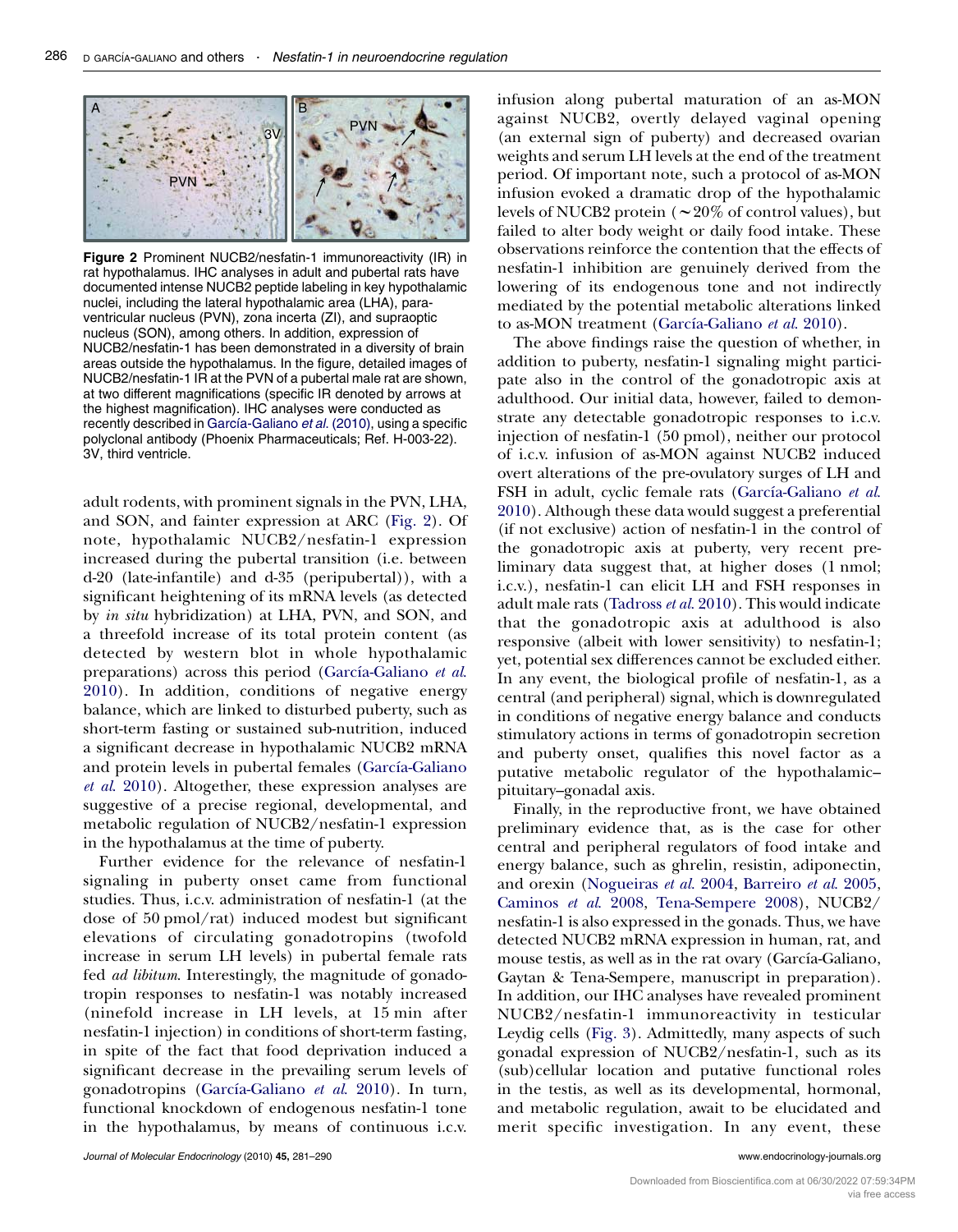**Figure 2** Prominent NUCB2/nesfatin-1 immunoreactivity (IR) in rat hypothalamus. IHC analyses in adult and pubertal rats have documented intense NUCB2 peptide labeling in key hypothalamic nuclei, including the lateral hypothalamic area (LHA), paraventricular nucleus (PVN), zona incerta (ZI), and supraoptic nucleus (SON), among others. In addition, expression of NUCB2/nesfatin-1 has been demonstrated in a diversity of brain areas outside the hypothalamus. In the figure, detailed images of NUCB2/nesfatin-1 IR at the PVN of a pubertal male rat are shown, at two different magnifications (specific IR denoted by arrows at the highest magnification). IHC analyses were conducted as recently described in García-Galiano *et al.* (2010), using a specific polyclonal antibody (Phoenix Pharmaceuticals; Ref. H-003-22). 3V, third ventricle.

adult rodents, with prominent signals in the PVN, LHA, and SON, and fainter expression at ARC (Fig. 2). Of note, hypothalamic NUCB2/nesfatin-1 expression increased during the pubertal transition (i.e. between d-20 (late-infantile) and d-35 (peripubertal)), with a significant heightening of its mRNA levels (as detected by *in situ* hybridization) at LHA, PVN, and SON, and a threefold increase of its total protein content (as detected by western blot in whole hypothalamic preparations) across this period (García-Galiano *et al.* 2010). In addition, conditions of negative energy balance, which are linked to disturbed puberty, such as short-term fasting or sustained sub-nutrition, induced a significant decrease in hypothalamic NUCB2 mRNA and protein levels in pubertal females (García-Galiano *et al.* 2010). Altogether, these expression analyses are suggestive of a precise regional, developmental, and metabolic regulation of NUCB2/nesfatin-1 expression in the hypothalamus at the time of puberty.

Further evidence for the relevance of nesfatin-1 signaling in puberty onset came from functional studies. Thus, i.c.v. administration of nesfatin-1 (at the dose of 50 pmol/rat) induced modest but significant elevations of circulating gonadotropins (twofold increase in serum LH levels) in pubertal female rats fed *ad libitum*. Interestingly, the magnitude of gonadotropin responses to nesfatin-1 was notably increased (ninefold increase in LH levels, at 15 min after nesfatin-1 injection) in conditions of short-term fasting, in spite of the fact that food deprivation induced a significant decrease in the prevailing serum levels of gonadotropins (García-Galiano *et al.* 2010). In turn, functional knockdown of endogenous nesfatin-1 tone in the hypothalamus, by means of continuous i.c.v. infusion along pubertal maturation of an as-MON against NUCB2, overtly delayed vaginal opening (an external sign of puberty) and decreased ovarian weights and serum LH levels at the end of the treatment period. Of important note, such a protocol of as-MON infusion evoked a dramatic drop of the hypothalamic levels of NUCB2 protein (~20% of control values), but failed to alter body weight or daily food intake. These observations reinforce the contention that the effects of nesfatin-1 inhibition are genuinely derived from the lowering of its endogenous tone and not indirectly mediated by the potential metabolic alterations linked to as-MON treatment (García-Galiano *et al.* 2010).

The above findings raise the question of whether, in addition to puberty, nesfatin-1 signaling might participate also in the control of the gonadotropic axis at adulthood. Our initial data, however, failed to demonstrate any detectable gonadotropic responses to i.c.v. injection of nesfatin-1 (50 pmol), neither our protocol of i.c.v. infusion of as-MON against NUCB2 induced overt alterations of the pre-ovulatory surges of LH and FSH in adult, cyclic female rats (García-Galiano *et al.* 2010). Although these data would suggest a preferential (if not exclusive) action of nesfatin-1 in the control of the gonadotropic axis at puberty, very recent preliminary data suggest that, at higher doses (1 nmol; i.c.v.), nesfatin-1 can elicit LH and FSH responses in adult male rats (Tadross *et al.* 2010). This would indicate that the gonadotropic axis at adulthood is also responsive (albeit with lower sensitivity) to nesfatin-1; yet, potential sex differences cannot be excluded either. In any event, the biological profile of nesfatin-1, as a central (and peripheral) signal, which is downregulated in conditions of negative energy balance and conducts stimulatory actions in terms of gonadotropin secretion and puberty onset, qualifies this novel factor as a putative metabolic regulator of the hypothalamic–pituitary–gonadal axis.

Finally, in the reproductive front, we have obtained preliminary evidence that, as is the case for other central and peripheral regulators of food intake and energy balance, such as ghrelin, resistin, adiponectin, and orexin (Nogueiras *et al.* 2004, Barreiro *et al.* 2005, Caminos *et al.* 2008, Tena-Sempere 2008), NUCB2/nesfatin-1 is also expressed in the gonads. Thus, we have detected NUCB2 mRNA expression in human, rat, and mouse testis, as well as in the rat ovary (García-Galiano, Gaytan & Tena-Sempere, manuscript in preparation). In addition, our IHC analyses have revealed prominent NUCB2/nesfatin-1 immunoreactivity in testicular Leydig cells (Fig. 3). Admittedly, many aspects of such gonadal expression of NUCB2/nesfatin-1, such as its (sub)cellular location and putative functional roles in the testis, as well as its developmental, hormonal, and metabolic regulation, await to be elucidated and merit specific investigation. In any event, these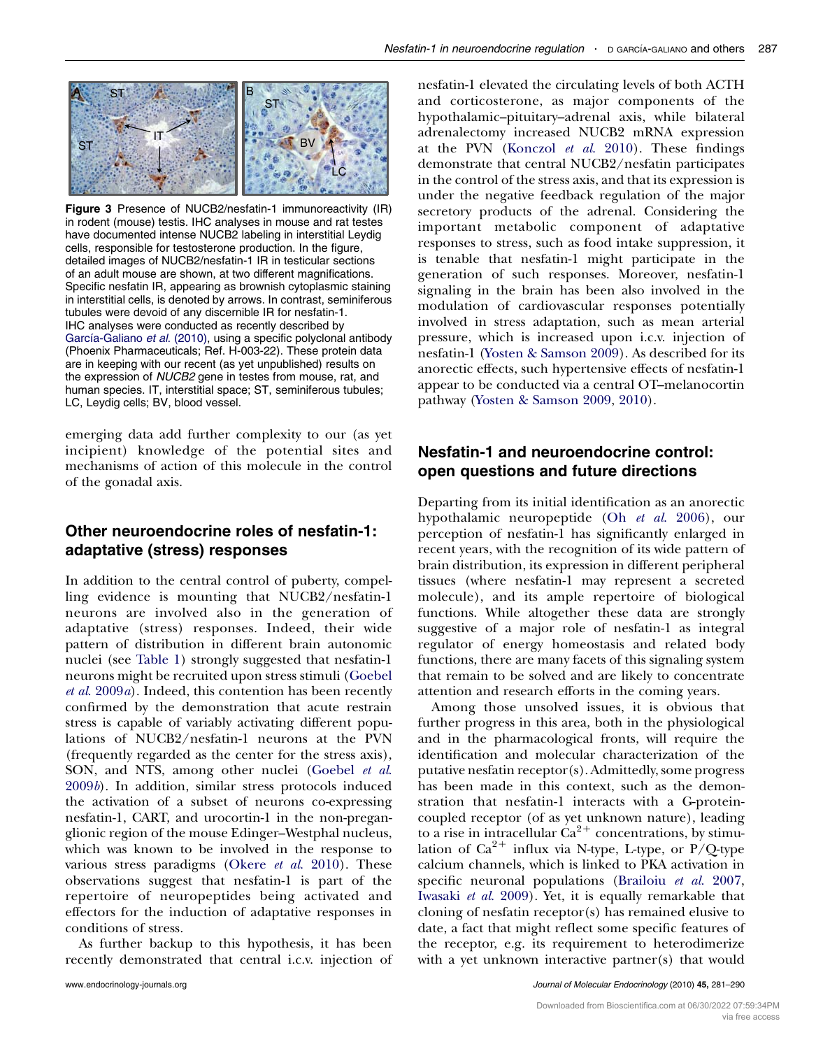Figure 3 Presence of NUCB2/nesfatin-1 immunoreactivity (IR) in rodent (mouse) testis. IHC analyses in mouse and rat testes have documented intense NUCB2 labeling in interstitial Leydig cells, responsible for testosterone production. In the figure, detailed images of NUCB2/nesfatin-1 IR in testicular sections of an adult mouse are shown, at two different magnifications. Specific nesfatin IR, appearing as brownish cytoplasmic staining in interstitial cells, is denoted by arrows. In contrast, seminiferous tubules were devoid of any discernible IR for nesfatin-1. IHC analyses were conducted as recently described by García-Galiano *et al.* (2010), using a specific polyclonal antibody (Phoenix Pharmaceuticals; Ref. H-003-22). These protein data are in keeping with our recent (as yet unpublished) results on the expression of *NUCB2* gene in testes from mouse, rat, and human species. IT, interstitial space; ST, seminiferous tubules; LC, Leydig cells; BV, blood vessel.

emerging data add further complexity to our (as yet incipient) knowledge of the potential sites and mechanisms of action of this molecule in the control of the gonadal axis.

## Other neuroendocrine roles of nesfatin-1: adaptative (stress) responses

In addition to the central control of puberty, compelling evidence is mounting that NUCB2/nesfatin-1 neurons are involved also in the generation of adaptative (stress) responses. Indeed, their wide pattern of distribution in different brain autonomic nuclei (see Table 1) strongly suggested that nesfatin-1 neurons might be recruited upon stress stimuli (Goebel *et al.* 2009*a*). Indeed, this contention has been recently confirmed by the demonstration that acute restrain stress is capable of variably activating different populations of NUCB2/nesfatin-1 neurons at the PVN (frequently regarded as the center for the stress axis), SON, and NTS, among other nuclei (Goebel *et al.* 2009*b*). In addition, similar stress protocols induced the activation of a subset of neurons co-expressing nesfatin-1, CART, and urocortin-1 in the non-preganglionic region of the mouse Edinger–Westphal nucleus, which was known to be involved in the response to various stress paradigms (Okere *et al.* 2010). These observations suggest that nesfatin-1 is part of the repertoire of neuropeptides being activated and effectors for the induction of adaptative responses in conditions of stress.

As further backup to this hypothesis, it has been recently demonstrated that central i.c.v. injection of nesfatin-1 elevated the circulating levels of both ACTH and corticosterone, as major components of the hypothalamic–pituitary–adrenal axis, while bilateral adrenalectomy increased NUCB2 mRNA expression at the PVN (Konczol *et al.* 2010). These findings demonstrate that central NUCB2/nesfatin participates in the control of the stress axis, and that its expression is under the negative feedback regulation of the major secretory products of the adrenal. Considering the important metabolic component of adaptative responses to stress, such as food intake suppression, it is tenable that nesfatin-1 might participate in the generation of such responses. Moreover, nesfatin-1 signaling in the brain has been also involved in the modulation of cardiovascular responses potentially involved in stress adaptation, such as mean arterial pressure, which is increased upon i.c.v. injection of nesfatin-1 (Yosten & Samson 2009). As described for its anorectic effects, such hypertensive effects of nesfatin-1 appear to be conducted via a central OT–melanocortin pathway (Yosten & Samson 2009, 2010).

## Nesfatin-1 and neuroendocrine control: open questions and future directions

Departing from its initial identification as an anorectic hypothalamic neuropeptide (Oh *et al.* 2006), our perception of nesfatin-1 has significantly enlarged in recent years, with the recognition of its wide pattern of brain distribution, its expression in different peripheral tissues (where nesfatin-1 may represent a secreted molecule), and its ample repertoire of biological functions. While altogether these data are strongly suggestive of a major role of nesfatin-1 as integral regulator of energy homeostasis and related body functions, there are many facets of this signaling system that remain to be solved and are likely to concentrate attention and research efforts in the coming years.

Among those unsolved issues, it is obvious that further progress in this area, both in the physiological and in the pharmacological fronts, will require the identification and molecular characterization of the putative nesfatin receptor(s). Admittedly, some progress has been made in this context, such as the demonstration that nesfatin-1 interacts with a G-protein-coupled receptor (of as yet unknown nature), leading to a rise in intracellular $Ca^{2+}$ concentrations, by stimulation of $Ca^{2+}$ influx via N-type, L-type, or P/Q-type calcium channels, which is linked to PKA activation in specific neuronal populations (Brailoiu *et al.* 2007, Iwasaki *et al.* 2009). Yet, it is equally remarkable that cloning of nesfatin receptor(s) has remained elusive to date, a fact that might reflect some specific features of the receptor, e.g. its requirement to heterodimerize with a yet unknown interactive partner(s) that would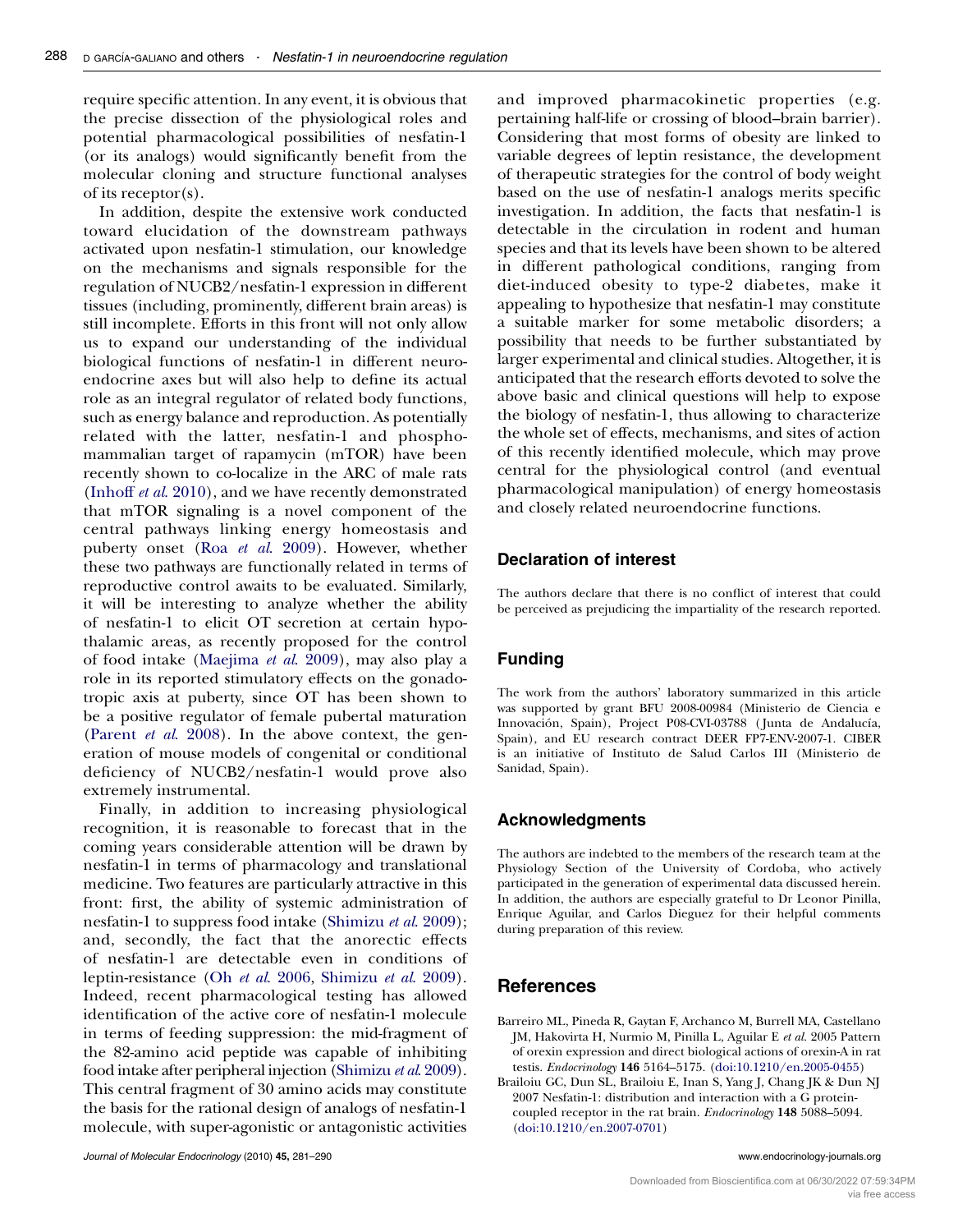require specific attention. In any event, it is obvious that the precise dissection of the physiological roles and potential pharmacological possibilities of nesfatin-1 (or its analogs) would significantly benefit from the molecular cloning and structure functional analyses of its receptor(s).

In addition, despite the extensive work conducted toward elucidation of the downstream pathways activated upon nesfatin-1 stimulation, our knowledge on the mechanisms and signals responsible for the regulation of NUCB2/nesfatin-1 expression in different tissues (including, prominently, different brain areas) is still incomplete. Efforts in this front will not only allow us to expand our understanding of the individual biological functions of nesfatin-1 in different neuroendocrine axes but will also help to define its actual role as an integral regulator of related body functions, such as energy balance and reproduction. As potentially related with the latter, nesfatin-1 and phospho-mammalian target of rapamycin (mTOR) have been recently shown to co-localize in the ARC of male rats (Inhoff *et al.* 2010), and we have recently demonstrated that mTOR signaling is a novel component of the central pathways linking energy homeostasis and puberty onset (Roa *et al.* 2009). However, whether these two pathways are functionally related in terms of reproductive control awaits to be evaluated. Similarly, it will be interesting to analyze whether the ability of nesfatin-1 to elicit OT secretion at certain hypothalamic areas, as recently proposed for the control of food intake (Maejima *et al.* 2009), may also play a role in its reported stimulatory effects on the gonadotropic axis at puberty, since OT has been shown to be a positive regulator of female pubertal maturation (Parent *et al.* 2008). In the above context, the generation of mouse models of congenital or conditional deficiency of NUCB2/nesfatin-1 would prove also extremely instrumental.

Finally, in addition to increasing physiological recognition, it is reasonable to forecast that in the coming years considerable attention will be drawn by nesfatin-1 in terms of pharmacology and translational medicine. Two features are particularly attractive in this front: first, the ability of systemic administration of nesfatin-1 to suppress food intake (Shimizu *et al.* 2009); and, secondly, the fact that the anorectic effects of nesfatin-1 are detectable even in conditions of leptin-resistance (Oh *et al.* 2006, Shimizu *et al.* 2009). Indeed, recent pharmacological testing has allowed identification of the active core of nesfatin-1 molecule in terms of feeding suppression: the mid-fragment of the 82-amino acid peptide was capable of inhibiting food intake after peripheral injection (Shimizu *et al.* 2009). This central fragment of 30 amino acids may constitute the basis for the rational design of analogs of nesfatin-1 molecule, with super-agonistic or antagonistic activities and improved pharmacokinetic properties (e.g. pertaining half-life or crossing of blood–brain barrier). Considering that most forms of obesity are linked to variable degrees of leptin resistance, the development of therapeutic strategies for the control of body weight based on the use of nesfatin-1 analogs merits specific investigation. In addition, the facts that nesfatin-1 is detectable in the circulation in rodent and human species and that its levels have been shown to be altered in different pathological conditions, ranging from diet-induced obesity to type-2 diabetes, make it appealing to hypothesize that nesfatin-1 may constitute a suitable marker for some metabolic disorders; a possibility that needs to be further substantiated by larger experimental and clinical studies. Altogether, it is anticipated that the research efforts devoted to solve the above basic and clinical questions will help to expose the biology of nesfatin-1, thus allowing to characterize the whole set of effects, mechanisms, and sites of action of this recently identified molecule, which may prove central for the physiological control (and eventual pharmacological manipulation) of energy homeostasis and closely related neuroendocrine functions.

## Declaration of interest

The authors declare that there is no conflict of interest that could be perceived as prejudicing the impartiality of the research reported.

## Funding

The work from the authors' laboratory summarized in this article was supported by grant BFU 2008-00984 (Ministerio de Ciencia e Innovación, Spain), Project P08-CVI-03788 (Junta de Andalucía, Spain), and EU research contract DEER FP7-ENV-2007-1. CIBER is an initiative of Instituto de Salud Carlos III (Ministerio de Sanidad, Spain).

## Acknowledgments

The authors are indebted to the members of the research team at the Physiology Section of the University of Cordoba, who actively participated in the generation of experimental data discussed herein. In addition, the authors are especially grateful to Dr Leonor Pinilla, Enrique Aguilar, and Carlos Dieguez for their helpful comments during preparation of this review.

## References

Barreiro ML, Pineda R, Gaytan F, Archanco M, Burrell MA, Castellano JM, Hakovirta H, Nurmio M, Pinilla L, Aguilar E *et al.* 2005 Pattern of orexin expression and direct biological actions of orexin-A in rat testis. *Endocrinology* **146** 5164–5175. (doi:10.1210/en.2005-0455)

Brailoiu GC, Dun SL, Brailoiu E, Inan S, Yang J, Chang JK & Dun NJ 2007 Nesfatin-1: distribution and interaction with a G protein-coupled receptor in the rat brain. *Endocrinology* **148** 5088–5094. (doi:10.1210/en.2007-0701)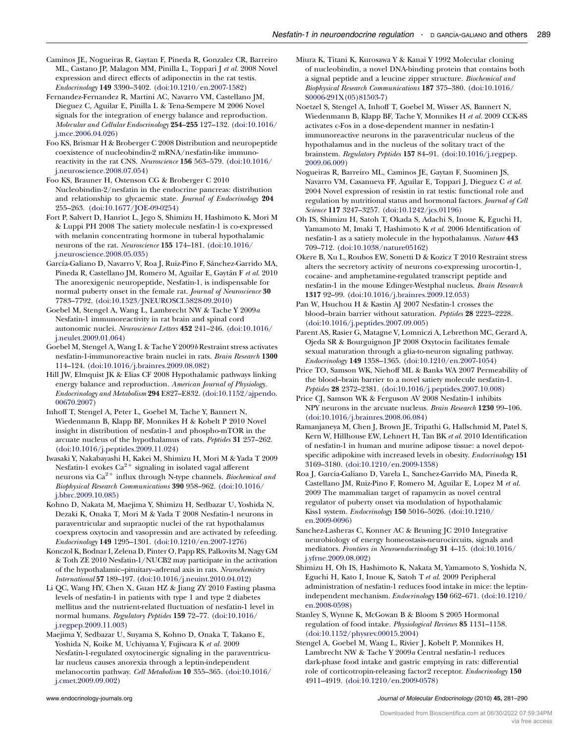Caminos JE, Nogueiras R, Gaytan F, Pineda R, Gonzalez CR, Barreiro ML, Castano JP, Malagon MM, Pinilla L, Toppari J *et al.* 2008 Novel expression and direct effects of adiponectin in the rat testis. *Endocrinology* **149** 3390–3402. (doi:10.1210/en.2007-1582)

Fernandez-Fernandez R, Martini AC, Navarro VM, Castellano JM, Dieguez C, Aguilar E, Pinilla L & Tena-Sempere M 2006 Novel signals for the integration of energy balance and reproduction. *Molecular and Cellular Endocrinology* **254–255** 127–132. (doi:10.1016/j.mce.2006.04.026)

Foo KS, Brismar H & Broberger C 2008 Distribution and neuropeptide coexistence of nucleobindin-2 mRNA/nesfatin-like immunoreactivity in the rat CNS. *Neuroscience* **156** 563–579. (doi:10.1016/j.neuroscience.2008.07.054)

Foo KS, Brauner H, Ostenson CG & Broberger C 2010 Nucleobindin-2/nesfatin in the endocrine pancreas: distribution and relationship to glycaemic state. *Journal of Endocrinology* **204** 255–263. (doi:10.1677/JOE-09-0254)

Fort P, Salvert D, Hanriot L, Jego S, Shimizu H, Hashimoto K, Mori M & Luppi PH 2008 The satiety molecule nesfatin-1 is co-expressed with melanin concentrating hormone in tuberal hypothalamic neurons of the rat. *Neuroscience* **155** 174–181. (doi:10.1016/j.neuroscience.2008.05.035)

García-Galiano D, Navarro V, Roa J, Ruiz-Pino F, Sánchez-Garrido MA, Pineda R, Castellano JM, Romero M, Aguilar E, Gaytán F *et al.* 2010 The anorexigenic neuropeptide, Nesfatin-1, is indispensable for normal puberty onset in the female rat. *Journal of Neuroscience* **30** 7783–7792. (doi:10.1523/JNEUROSCI.5828-09.2010)

Goebel M, Stengel A, Wang L, Lambrecht NW & Tache Y 2009*a* Nesfatin-1 immunoreactivity in rat brain and spinal cord autonomic nuclei. *Neuroscience Letters* **452** 241–246. (doi:10.1016/j.neulet.2009.01.064)

Goebel M, Stengel A, Wang L & Tache Y 2009*b* Restraint stress activates nesfatin-1-immunoreactive brain nuclei in rats. *Brain Research* **1300** 114–124. (doi:10.1016/j.brainres.2009.08.082)

Hill JW, Elmquist JK & Elias CF 2008 Hypothalamic pathways linking energy balance and reproduction. *American Journal of Physiology. Endocrinology and Metabolism* **294** E827–E832. (doi:10.1152/ajpendo.00670.2007)

Inhoff T, Stengel A, Peter L, Goebel M, Tache Y, Bannert N, Wiedenmann B, Klapp BF, Monnikes H & Kobelt P 2010 Novel insight in distribution of nesfatin-1 and phospho-mTOR in the arcuate nucleus of the hypothalamus of rats. *Peptides* **31** 257–262. (doi:10.1016/j.peptides.2009.11.024)

Iwasaki Y, Nakabayashi H, Kakei M, Shimizu H, Mori M & Yada T 2009 Nesfatin-1 evokes $Ca^{2+}$ signaling in isolated vagal afferent neurons via $Ca^{2+}$ influx through N-type channels. *Biochemical and Biophysical Research Communications* **390** 958–962. (doi:10.1016/j.bbrc.2009.10.085)

Kohno D, Nakata M, Maejima Y, Shimizu H, Sedbazar U, Yoshida N, Dezaki K, Onaka T, Mori M & Yada T 2008 Nesfatin-1 neurons in paraventricular and supraoptic nuclei of the rat hypothalamus coexpress oxytocin and vasopressin and are activated by refeeding. *Endocrinology* **149** 1295–1301. (doi:10.1210/en.2007-1276)

Konczol K, Bodnar I, Zelena D, Pinter O, Papp RS, Palkovits M, Nagy GM & Toth ZE 2010 Nesfatin-1/NUCB2 may participate in the activation of the hypothalamic–pituitary–adrenal axis in rats. *Neurochemistry International* **57** 189–197. (doi:10.1016/j.neuint.2010.04.012)

Li QC, Wang HY, Chen X, Guan HZ & Jiang ZY 2010 Fasting plasma levels of nesfatin-1 in patients with type 1 and type 2 diabetes mellitus and the nutrient-related fluctuation of nesfatin-1 level in normal humans. *Regulatory Peptides* **159** 72–77. (doi:10.1016/j.regpep.2009.11.003)

Maejima Y, Sedbazar U, Suyama S, Kohno D, Onaka T, Takano E, Yoshida N, Koike M, Uchiyama Y, Fujiwara K *et al.* 2009 Nesfatin-1-regulated oxytocinergic signaling in the paraventricular nucleus causes anorexia through a leptin-independent melanocortin pathway. *Cell Metabolism* **10** 355–365. (doi:10.1016/j.cmet.2009.09.002)

Miura K, Titani K, Kurosawa Y & Kanai Y 1992 Molecular cloning of nucleobindin, a novel DNA-binding protein that contains both a signal peptide and a leucine zipper structure. *Biochemical and Biophysical Research Communications* **187** 375–380. (doi:10.1016/S0006-291X(05)81503-7)

Noetzel S, Stengel A, Inhoff T, Goebel M, Wisser AS, Bannert N, Wiedenmann B, Klapp BF, Tache Y, Monnikes H *et al.* 2009 CCK-8S activates c-Fos in a dose-dependent manner in nesfatin-1 immunoreactive neurons in the paraventricular nucleus of the hypothalamus and in the nucleus of the solitary tract of the brainstem. *Regulatory Peptides* **157** 84–91. (doi:10.1016/j.regpep.2009.06.009)

Nogueiras R, Barreiro ML, Caminos JE, Gaytan F, Suominen JS, Navarro VM, Casanueva FF, Aguilar E, Toppari J, Dieguez C *et al.* 2004 Novel expression of resistin in rat testis: functional role and regulation by nutritional status and hormonal factors. *Journal of Cell Science* **117** 3247–3257. (doi:10.1242/jcs.01196)

Oh IS, Shimizu H, Satoh T, Okada S, Adachi S, Inoue K, Eguchi H, Yamamoto M, Imaki T, Hashimoto K *et al.* 2006 Identification of nesfatin-1 as a satiety molecule in the hypothalamus. *Nature* **443** 709–712. (doi:10.1038/nature05162)

Okere B, Xu L, Roubos EW, Sonetti D & Kozicz T 2010 Restraint stress alters the secretory activity of neurons co-expressing urocortin-1, cocaine- and amphetamine-regulated transcript peptide and nesfatin-1 in the mouse Edinger-Westphal nucleus. *Brain Research* **1317** 92–99. (doi:10.1016/j.brainres.2009.12.053)

Pan W, Hsuchou H & Kastin AJ 2007 Nesfatin-1 crosses the blood–brain barrier without saturation. *Peptides* **28** 2223–2228. (doi:10.1016/j.peptides.2007.09.005)

Parent AS, Rasier G, Matagne V, Lomniczi A, Lebrethon MC, Gerard A, Ojeda SR & Bourguignon JP 2008 Oxytocin facilitates female sexual maturation through a glia-to-neuron signaling pathway. *Endocrinology* **149** 1358–1365. (doi:10.1210/en.2007-1054)

Price TO, Samson WK, Niehoff ML & Banks WA 2007 Permeability of the blood–brain barrier to a novel satiety molecule nesfatin-1. *Peptides* **28** 2372–2381. (doi:10.1016/j.peptides.2007.10.008)

Price CJ, Samson WK & Ferguson AV 2008 Nesfatin-1 inhibits NPY neurons in the arcuate nucleus. *Brain Research* **1230** 99–106. (doi:10.1016/j.brainres.2008.06.084)

Ramanjaneya M, Chen J, Brown JE, Tripathi G, Hallschmid M, Patel S, Kern W, Hillhouse EW, Lehnert H, Tan BK *et al.* 2010 Identification of nesfatin-1 in human and murine adipose tissue: a novel depot-specific adipokine with increased levels in obesity. *Endocrinology* **151** 3169–3180. (doi:10.1210/en.2009-1358)

Roa J, Garcia-Galiano D, Varela L, Sanchez-Garrido MA, Pineda R, Castellano JM, Ruiz-Pino F, Romero M, Aguilar E, Lopez M *et al.* 2009 The mammalian target of rapamycin as novel central regulator of puberty onset via modulation of hypothalamic Kiss1 system. *Endocrinology* **150** 5016–5026. (doi:10.1210/en.2009-0096)

Sanchez-Lasheras C, Konner AC & Bruning JC 2010 Integrative neurobiology of energy homeostasis-neurocircuits, signals and mediators. *Frontiers in Neuroendocrinology* **31** 4–15. (doi:10.1016/j.yfrne.2009.08.002)

Shimizu H, Oh IS, Hashimoto K, Nakata M, Yamamoto S, Yoshida N, Eguchi H, Kato I, Inoue K, Satoh T *et al.* 2009 Peripheral administration of nesfatin-1 reduces food intake in mice: the leptin-independent mechanism. *Endocrinology* **150** 662–671. (doi:10.1210/en.2008-0598)

Stanley S, Wynne K, McGowan B & Bloom S 2005 Hormonal regulation of food intake. *Physiological Reviews* **85** 1131–1158. (doi:10.1152/physrev.00015.2004)

Stengel A, Goebel M, Wang L, Rivier J, Kobelt P, Monnikes H, Lambrecht NW & Tache Y 2009*a* Central nesfatin-1 reduces dark-phase food intake and gastric emptying in rats: differential role of corticotropin-releasing factor2 receptor. *Endocrinology* **150** 4911–4919. (doi:10.1210/en.2009-0578)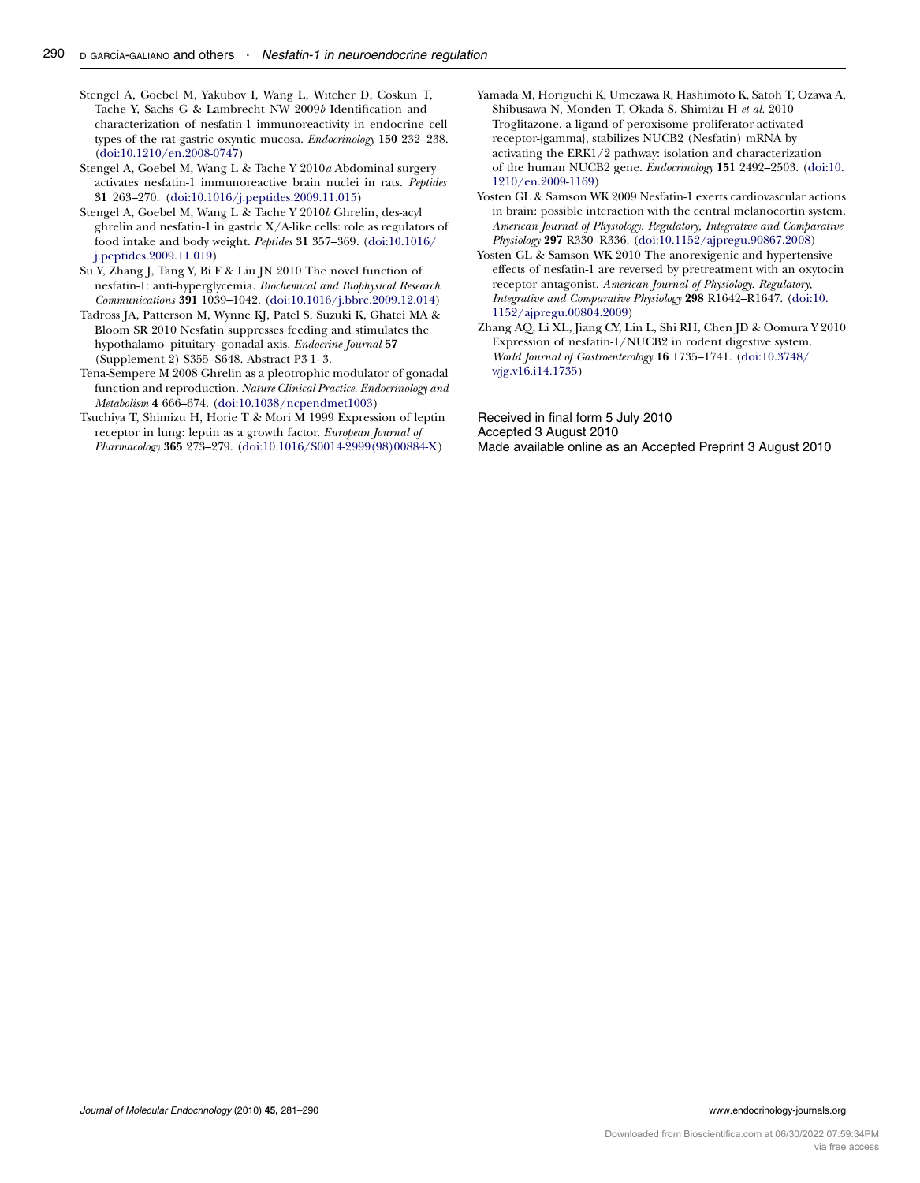Stengel A, Goebel M, Yakubov I, Wang L, Witcher D, Coskun T, Tache Y, Sachs G & Lambrecht NW 2009*b* Identification and characterization of nesfatin-1 immunoreactivity in endocrine cell types of the rat gastric oxyntic mucosa. *Endocrinology* **150** 232–238. (doi:10.1210/en.2008-0747)

Stengel A, Goebel M, Wang L & Tache Y 2010*a* Abdominal surgery activates nesfatin-1 immunoreactive brain nuclei in rats. *Peptides* **31** 263–270. (doi:10.1016/j.peptides.2009.11.015)

Stengel A, Goebel M, Wang L & Tache Y 2010*b* Ghrelin, des-acyl ghrelin and nesfatin-1 in gastric X/A-like cells: role as regulators of food intake and body weight. *Peptides* **31** 357–369. (doi:10.1016/j.peptides.2009.11.019)

Su Y, Zhang J, Tang Y, Bi F & Liu JN 2010 The novel function of nesfatin-1: anti-hyperglycemia. *Biochemical and Biophysical Research Communications* **391** 1039–1042. (doi:10.1016/j.bbrc.2009.12.014)

Tadross JA, Patterson M, Wynne KJ, Patel S, Suzuki K, Ghatei MA & Bloom SR 2010 Nesfatin suppresses feeding and stimulates the hypothalamo–pituitary–gonadal axis. *Endocrine Journal* **57** (Supplement 2) S355–S648. Abstract P3-1–3.

Tena-Sempere M 2008 Ghrelin as a pleotrophic modulator of gonadal function and reproduction. *Nature Clinical Practice. Endocrinology and Metabolism* **4** 666–674. (doi:10.1038/ncpendmet1003)

Tsuchiya T, Shimizu H, Horie T & Mori M 1999 Expression of leptin receptor in lung: leptin as a growth factor. *European Journal of Pharmacology* **365** 273–279. (doi:10.1016/S0014-2999(98)00884-X)

Yamada M, Horiguchi K, Umezawa R, Hashimoto K, Satoh T, Ozawa A, Shibusawa N, Monden T, Okada S, Shimizu H *et al.* 2010 Troglitazone, a ligand of peroxisome proliferator-activated receptor-{gamma}, stabilizes NUCB2 (Nesfatin) mRNA by activating the ERK1/2 pathway: isolation and characterization of the human NUCB2 gene. *Endocrinology* **151** 2492–2503. (doi:10.1210/en.2009-1169)

Yosten GL & Samson WK 2009 Nesfatin-1 exerts cardiovascular actions in brain: possible interaction with the central melanocortin system. *American Journal of Physiology. Regulatory, Integrative and Comparative Physiology* **297** R330–R336. (doi:10.1152/ajpregu.90867.2008)

Yosten GL & Samson WK 2010 The anorexigenic and hypertensive effects of nesfatin-1 are reversed by pretreatment with an oxytocin receptor antagonist. *American Journal of Physiology. Regulatory, Integrative and Comparative Physiology* **298** R1642–R1647. (doi:10.1152/ajpregu.00804.2009)

Zhang AQ, Li XL, Jiang CY, Lin L, Shi RH, Chen JD & Oomura Y 2010 Expression of nesfatin-1/NUCB2 in rodent digestive system. *World Journal of Gastroenterology* **16** 1735–1741. (doi:10.3748/wjg.v16.i14.1735)

Received in final form 5 July 2010
Accepted 3 August 2010
Made available online as an Accepted Preprint 3 August 2010